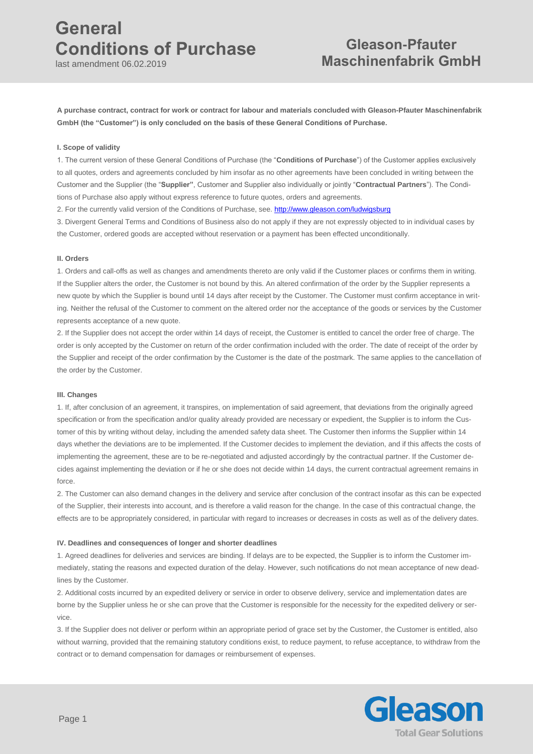# General Conditions of Purchase

last amendment 06.02.2019

# Gleason-Pfauter Maschinenfabrik GmbH

**A purchase contract, contract for work or contract for labour and materials concluded with Gleason-Pfauter Maschinenfabrik GmbH (the "Customer") is only concluded on the basis of these General Conditions of Purchase.**

**I. Scope of validity**

1. The current version of these General Conditions of Purchase (the "**Conditions of Purchase**") of the Customer applies exclusively to all quotes, orders and agreements concluded by him insofar as no other agreements have been concluded in writing between the Customer and the Supplier (the "**Supplier"**, Customer and Supplier also individually or jointly "**Contractual Partners**"). The Conditions of Purchase also apply without express reference to future quotes, orders and agreements.

2. For the currently valid version of the Conditions of Purchase, see. http://www.gleason.com/ludwigsburg

3. Divergent General Terms and Conditions of Business also do not apply if they are not expressly objected to in individual cases by the Customer, ordered goods are accepted without reservation or a payment has been effected unconditionally.

**II. Orders**

1. Orders and call-offs as well as changes and amendments thereto are only valid if the Customer places or confirms them in writing. If the Supplier alters the order, the Customer is not bound by this. An altered confirmation of the order by the Supplier represents a new quote by which the Supplier is bound until 14 days after receipt by the Customer. The Customer must confirm acceptance in writing. Neither the refusal of the Customer to comment on the altered order nor the acceptance of the goods or services by the Customer represents acceptance of a new quote.

2. If the Supplier does not accept the order within 14 days of receipt, the Customer is entitled to cancel the order free of charge. The order is only accepted by the Customer on return of the order confirmation included with the order. The date of receipt of the order by the Supplier and receipt of the order confirmation by the Customer is the date of the postmark. The same applies to the cancellation of the order by the Customer.

**III. Changes**

1. If, after conclusion of an agreement, it transpires, on implementation of said agreement, that deviations from the originally agreed specification or from the specification and/or quality already provided are necessary or expedient, the Supplier is to inform the Customer of this by writing without delay, including the amended safety data sheet. The Customer then informs the Supplier within 14 days whether the deviations are to be implemented. If the Customer decides to implement the deviation, and if this affects the costs of implementing the agreement, these are to be re-negotiated and adjusted accordingly by the contractual partner. If the Customer decides against implementing the deviation or if he or she does not decide within 14 days, the current contractual agreement remains in force.

2. The Customer can also demand changes in the delivery and service after conclusion of the contract insofar as this can be expected of the Supplier, their interests into account, and is therefore a valid reason for the change. In the case of this contractual change, the effects are to be appropriately considered, in particular with regard to increases or decreases in costs as well as of the delivery dates.

**IV. Deadlines and consequences of longer and shorter deadlines**

1. Agreed deadlines for deliveries and services are binding. If delays are to be expected, the Supplier is to inform the Customer immediately, stating the reasons and expected duration of the delay. However, such notifications do not mean acceptance of new deadlines by the Customer.

2. Additional costs incurred by an expedited delivery or service in order to observe delivery, service and implementation dates are borne by the Supplier unless he or she can prove that the Customer is responsible for the necessity for the expedited delivery or service.

3. If the Supplier does not deliver or perform within an appropriate period of grace set by the Customer, the Customer is entitled, also without warning, provided that the remaining statutory conditions exist, to reduce payment, to refuse acceptance, to withdraw from the contract or to demand compensation for damages or reimbursement of expenses.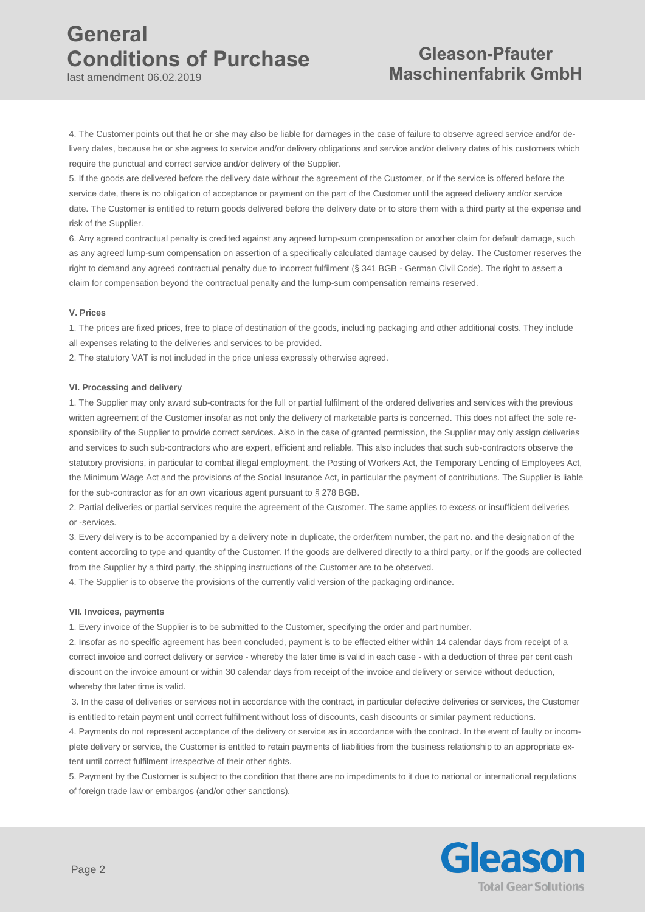4. The Customer points out that he or she may also be liable for damages in the case of failure to observe agreed service and/or delivery dates, because he or she agrees to service and/or delivery obligations and service and/or delivery dates of his customers which require the punctual and correct service and/or delivery of the Supplier.

5. If the goods are delivered before the delivery date without the agreement of the Customer, or if the service is offered before the service date, there is no obligation of acceptance or payment on the part of the Customer until the agreed delivery and/or service date. The Customer is entitled to return goods delivered before the delivery date or to store them with a third party at the expense and risk of the Supplier.

6. Any agreed contractual penalty is credited against any agreed lump-sum compensation or another claim for default damage, such as any agreed lump-sum compensation on assertion of a specifically calculated damage caused by delay. The Customer reserves the right to demand any agreed contractual penalty due to incorrect fulfilment (§ 341 BGB - German Civil Code). The right to assert a claim for compensation beyond the contractual penalty and the lump-sum compensation remains reserved.

**V. Prices**

1. The prices are fixed prices, free to place of destination of the goods, including packaging and other additional costs. They include all expenses relating to the deliveries and services to be provided.

2. The statutory VAT is not included in the price unless expressly otherwise agreed.

**VI. Processing and delivery**

1. The Supplier may only award sub-contracts for the full or partial fulfilment of the ordered deliveries and services with the previous written agreement of the Customer insofar as not only the delivery of marketable parts is concerned. This does not affect the sole responsibility of the Supplier to provide correct services. Also in the case of granted permission, the Supplier may only assign deliveries and services to such sub-contractors who are expert, efficient and reliable. This also includes that such sub-contractors observe the statutory provisions, in particular to combat illegal employment, the Posting of Workers Act, the Temporary Lending of Employees Act, the Minimum Wage Act and the provisions of the Social Insurance Act, in particular the payment of contributions. The Supplier is liable for the sub-contractor as for an own vicarious agent pursuant to § 278 BGB.

2. Partial deliveries or partial services require the agreement of the Customer. The same applies to excess or insufficient deliveries or -services.

3. Every delivery is to be accompanied by a delivery note in duplicate, the order/item number, the part no. and the designation of the content according to type and quantity of the Customer. If the goods are delivered directly to a third party, or if the goods are collected from the Supplier by a third party, the shipping instructions of the Customer are to be observed.

4. The Supplier is to observe the provisions of the currently valid version of the packaging ordinance.

**VII. Invoices, payments**

1. Every invoice of the Supplier is to be submitted to the Customer, specifying the order and part number.

2. Insofar as no specific agreement has been concluded, payment is to be effected either within 14 calendar days from receipt of a correct invoice and correct delivery or service - whereby the later time is valid in each case - with a deduction of three per cent cash discount on the invoice amount or within 30 calendar days from receipt of the invoice and delivery or service without deduction, whereby the later time is valid.

3. In the case of deliveries or services not in accordance with the contract, in particular defective deliveries or services, the Customer is entitled to retain payment until correct fulfilment without loss of discounts, cash discounts or similar payment reductions.

4. Payments do not represent acceptance of the delivery or service as in accordance with the contract. In the event of faulty or incomplete delivery or service, the Customer is entitled to retain payments of liabilities from the business relationship to an appropriate extent until correct fulfilment irrespective of their other rights.

5. Payment by the Customer is subject to the condition that there are no impediments to it due to national or international regulations of foreign trade law or embargos (and/or other sanctions).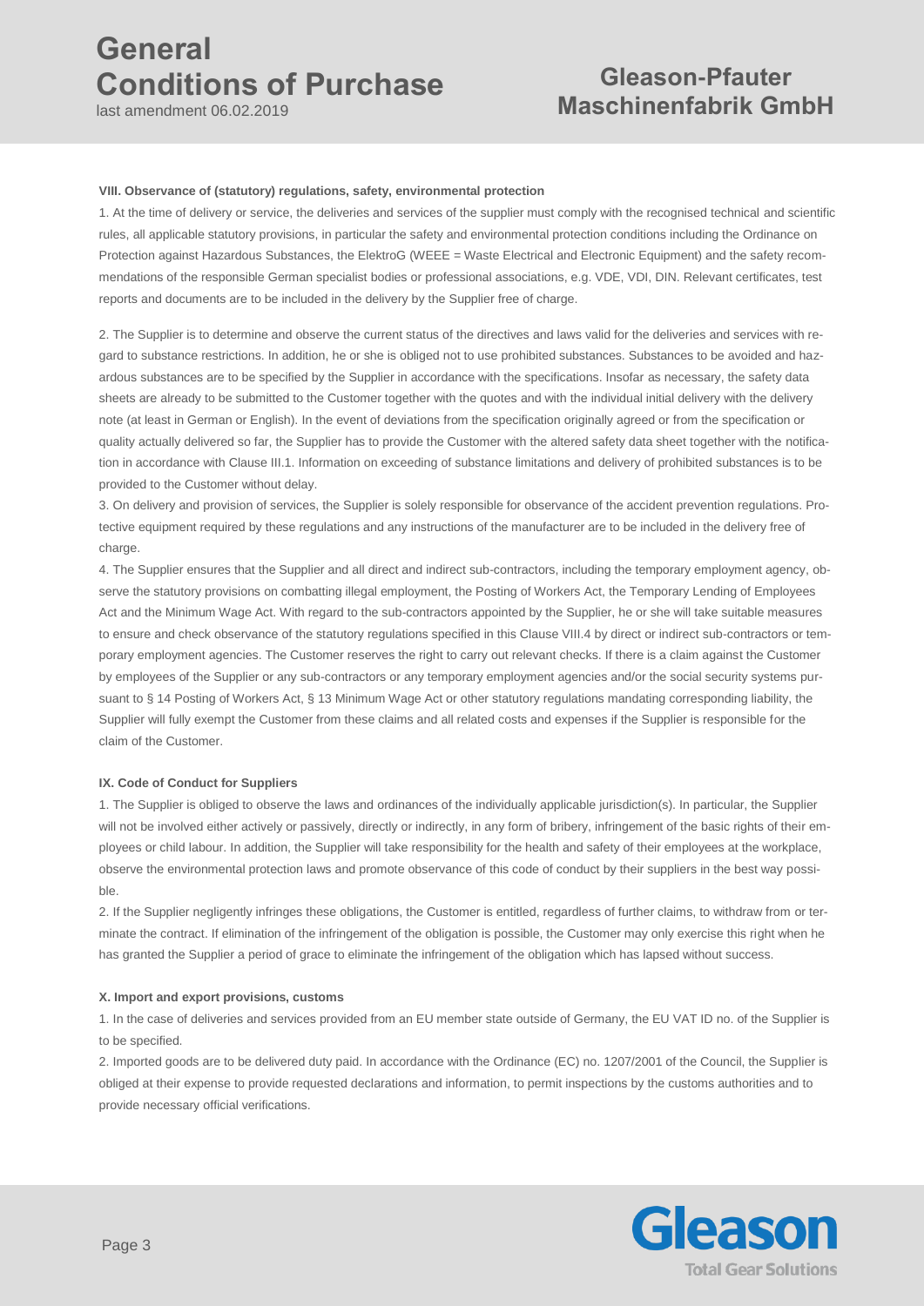### VIII. Observance of (statutory) regulations, safety, environmental protection

1. At the time of delivery or service, the deliveries and services of the supplier must comply with the recognised technical and scientific rules, all applicable statutory provisions, in particular the safety and environmental protection conditions including the Ordinance on Protection against Hazardous Substances, the ElektroG (WEEE = Waste Electrical and Electronic Equipment) and the safety recommendations of the responsible German specialist bodies or professional associations, e.g. VDE, VDI, DIN. Relevant certificates, test reports and documents are to be included in the delivery by the Supplier free of charge.

2. The Supplier is to determine and observe the current status of the directives and laws valid for the deliveries and services with regard to substance restrictions. In addition, he or she is obliged not to use prohibited substances. Substances to be avoided and hazardous substances are to be specified by the Supplier in accordance with the specifications. Insofar as necessary, the safety data sheets are already to be submitted to the Customer together with the quotes and with the individual initial delivery with the delivery note (at least in German or English). In the event of deviations from the specification originally agreed or from the specification or quality actually delivered so far, the Supplier has to provide the Customer with the altered safety data sheet together with the notification in accordance with Clause III.1. Information on exceeding of substance limitations and delivery of prohibited substances is to be provided to the Customer without delay.

3. On delivery and provision of services, the Supplier is solely responsible for observance of the accident prevention regulations. Protective equipment required by these regulations and any instructions of the manufacturer are to be included in the delivery free of charge.

4. The Supplier ensures that the Supplier and all direct and indirect sub-contractors, including the temporary employment agency, observe the statutory provisions on combatting illegal employment, the Posting of Workers Act, the Temporary Lending of Employees Act and the Minimum Wage Act. With regard to the sub-contractors appointed by the Supplier, he or she will take suitable measures to ensure and check observance of the statutory regulations specified in this Clause VIII.4 by direct or indirect sub-contractors or temporary employment agencies. The Customer reserves the right to carry out relevant checks. If there is a claim against the Customer by employees of the Supplier or any sub-contractors or any temporary employment agencies and/or the social security systems pursuant to § 14 Posting of Workers Act, § 13 Minimum Wage Act or other statutory regulations mandating corresponding liability, the Supplier will fully exempt the Customer from these claims and all related costs and expenses if the Supplier is responsible for the claim of the Customer.

### IX. Code of Conduct for Suppliers

1. The Supplier is obliged to observe the laws and ordinances of the individually applicable jurisdiction(s). In particular, the Supplier will not be involved either actively or passively, directly or indirectly, in any form of bribery, infringement of the basic rights of their employees or child labour. In addition, the Supplier will take responsibility for the health and safety of their employees at the workplace, observe the environmental protection laws and promote observance of this code of conduct by their suppliers in the best way possible.

2. If the Supplier negligently infringes these obligations, the Customer is entitled, regardless of further claims, to withdraw from or terminate the contract. If elimination of the infringement of the obligation is possible, the Customer may only exercise this right when he has granted the Supplier a period of grace to eliminate the infringement of the obligation which has lapsed without success.

### X. Import and export provisions, customs

1. In the case of deliveries and services provided from an EU member state outside of Germany, the EU VAT ID no. of the Supplier is to be specified.

2. Imported goods are to be delivered duty paid. In accordance with the Ordinance (EC) no. 1207/2001 of the Council, the Supplier is obliged at their expense to provide requested declarations and information, to permit inspections by the customs authorities and to provide necessary official verifications.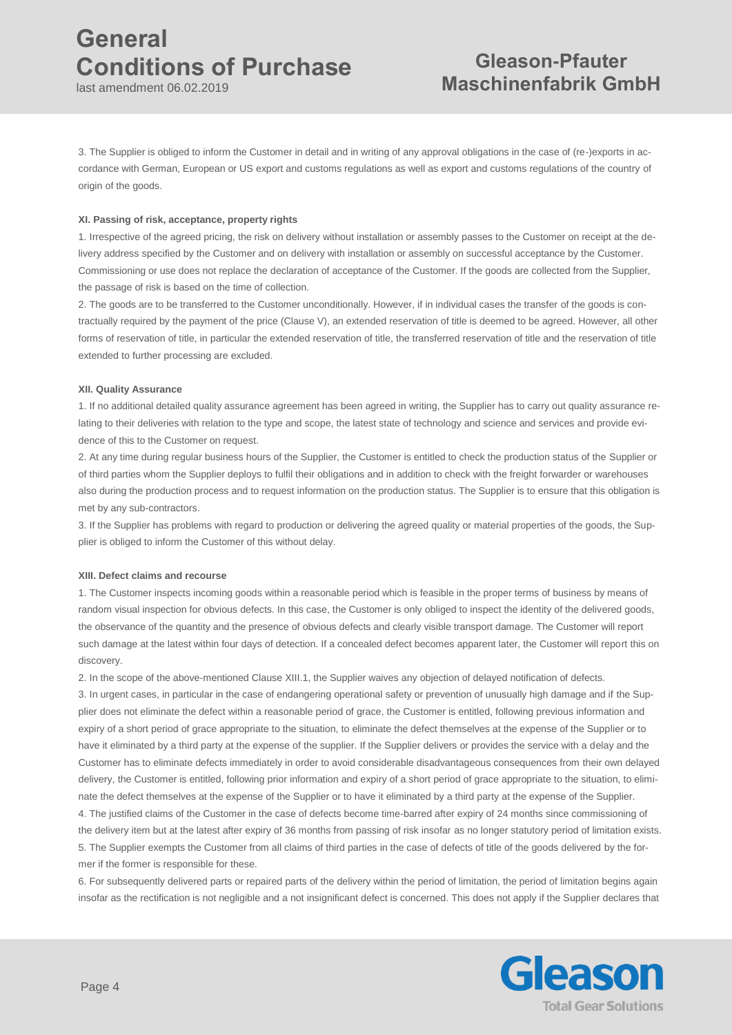3. The Supplier is obliged to inform the Customer in detail and in writing of any approval obligations in the case of (re-)exports in accordance with German, European or US export and customs regulations as well as export and customs regulations of the country of origin of the goods.

**XI. Passing of risk, acceptance, property rights**

1. Irrespective of the agreed pricing, the risk on delivery without installation or assembly passes to the Customer on receipt at the delivery address specified by the Customer and on delivery with installation or assembly on successful acceptance by the Customer. Commissioning or use does not replace the declaration of acceptance of the Customer. If the goods are collected from the Supplier, the passage of risk is based on the time of collection.

2. The goods are to be transferred to the Customer unconditionally. However, if in individual cases the transfer of the goods is contractually required by the payment of the price (Clause V), an extended reservation of title is deemed to be agreed. However, all other forms of reservation of title, in particular the extended reservation of title, the transferred reservation of title and the reservation of title extended to further processing are excluded.

**XII. Quality Assurance**

1. If no additional detailed quality assurance agreement has been agreed in writing, the Supplier has to carry out quality assurance relating to their deliveries with relation to the type and scope, the latest state of technology and science and services and provide evidence of this to the Customer on request.

2. At any time during regular business hours of the Supplier, the Customer is entitled to check the production status of the Supplier or of third parties whom the Supplier deploys to fulfil their obligations and in addition to check with the freight forwarder or warehouses also during the production process and to request information on the production status. The Supplier is to ensure that this obligation is met by any sub-contractors.

3. If the Supplier has problems with regard to production or delivering the agreed quality or material properties of the goods, the Supplier is obliged to inform the Customer of this without delay.

**XIII. Defect claims and recourse**

1. The Customer inspects incoming goods within a reasonable period which is feasible in the proper terms of business by means of random visual inspection for obvious defects. In this case, the Customer is only obliged to inspect the identity of the delivered goods, the observance of the quantity and the presence of obvious defects and clearly visible transport damage. The Customer will report such damage at the latest within four days of detection. If a concealed defect becomes apparent later, the Customer will report this on discovery.

2. In the scope of the above-mentioned Clause XIII.1, the Supplier waives any objection of delayed notification of defects.

3. In urgent cases, in particular in the case of endangering operational safety or prevention of unusually high damage and if the Supplier does not eliminate the defect within a reasonable period of grace, the Customer is entitled, following previous information and expiry of a short period of grace appropriate to the situation, to eliminate the defect themselves at the expense of the Supplier or to have it eliminated by a third party at the expense of the supplier. If the Supplier delivers or provides the service with a delay and the Customer has to eliminate defects immediately in order to avoid considerable disadvantageous consequences from their own delayed delivery, the Customer is entitled, following prior information and expiry of a short period of grace appropriate to the situation, to eliminate the defect themselves at the expense of the Supplier or to have it eliminated by a third party at the expense of the Supplier.

4. The justified claims of the Customer in the case of defects become time-barred after expiry of 24 months since commissioning of the delivery item but at the latest after expiry of 36 months from passing of risk insofar as no longer statutory period of limitation exists.

5. The Supplier exempts the Customer from all claims of third parties in the case of defects of title of the goods delivered by the former if the former is responsible for these.

6. For subsequently delivered parts or repaired parts of the delivery within the period of limitation, the period of limitation begins again insofar as the rectification is not negligible and a not insignificant defect is concerned. This does not apply if the Supplier declares that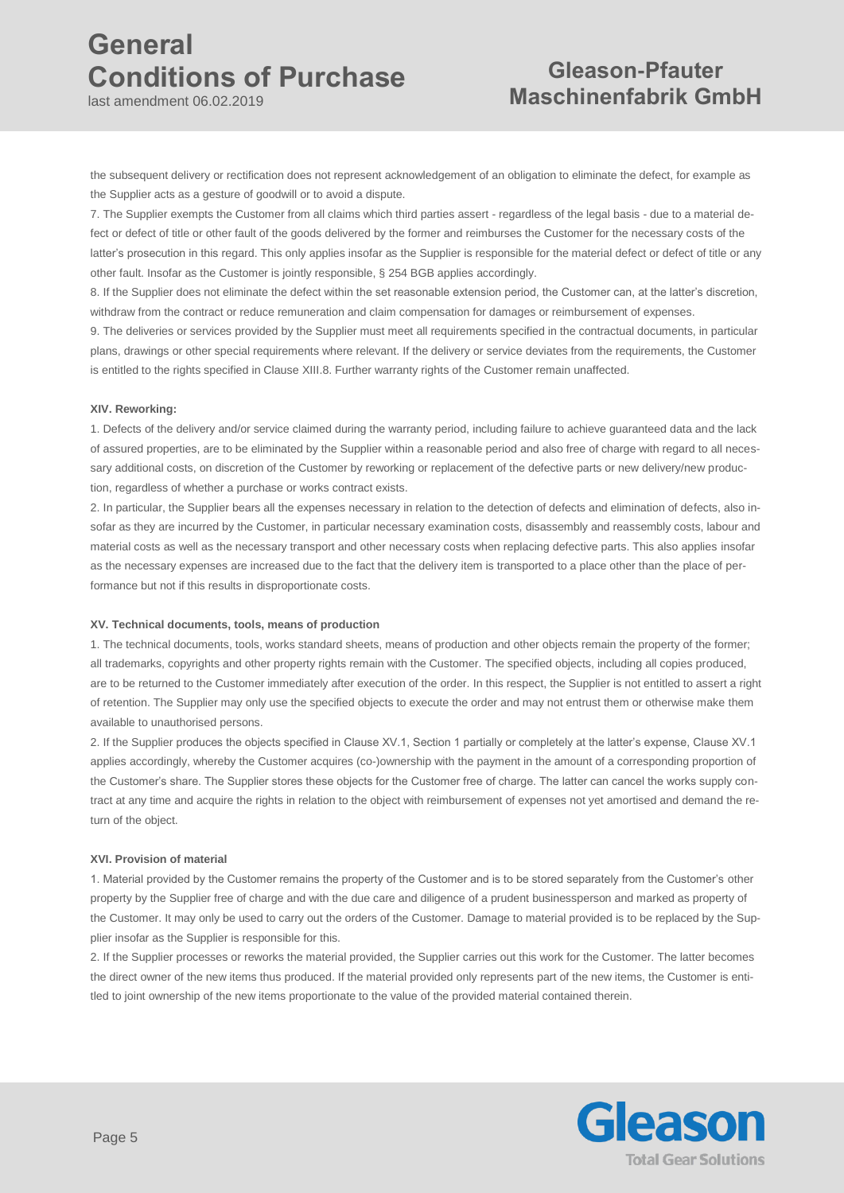the subsequent delivery or rectification does not represent acknowledgement of an obligation to eliminate the defect, for example as the Supplier acts as a gesture of goodwill or to avoid a dispute.

7. The Supplier exempts the Customer from all claims which third parties assert - regardless of the legal basis - due to a material defect or defect of title or other fault of the goods delivered by the former and reimburses the Customer for the necessary costs of the latter's prosecution in this regard. This only applies insofar as the Supplier is responsible for the material defect or defect of title or any other fault. Insofar as the Customer is jointly responsible, § 254 BGB applies accordingly.

8. If the Supplier does not eliminate the defect within the set reasonable extension period, the Customer can, at the latter's discretion, withdraw from the contract or reduce remuneration and claim compensation for damages or reimbursement of expenses.

9. The deliveries or services provided by the Supplier must meet all requirements specified in the contractual documents, in particular plans, drawings or other special requirements where relevant. If the delivery or service deviates from the requirements, the Customer is entitled to the rights specified in Clause XIII.8. Further warranty rights of the Customer remain unaffected.

**XIV. Reworking:**

1. Defects of the delivery and/or service claimed during the warranty period, including failure to achieve guaranteed data and the lack of assured properties, are to be eliminated by the Supplier within a reasonable period and also free of charge with regard to all necessary additional costs, on discretion of the Customer by reworking or replacement of the defective parts or new delivery/new production, regardless of whether a purchase or works contract exists.

2. In particular, the Supplier bears all the expenses necessary in relation to the detection of defects and elimination of defects, also insofar as they are incurred by the Customer, in particular necessary examination costs, disassembly and reassembly costs, labour and material costs as well as the necessary transport and other necessary costs when replacing defective parts. This also applies insofar as the necessary expenses are increased due to the fact that the delivery item is transported to a place other than the place of performance but not if this results in disproportionate costs.

**XV. Technical documents, tools, means of production**

1. The technical documents, tools, works standard sheets, means of production and other objects remain the property of the former; all trademarks, copyrights and other property rights remain with the Customer. The specified objects, including all copies produced, are to be returned to the Customer immediately after execution of the order. In this respect, the Supplier is not entitled to assert a right of retention. The Supplier may only use the specified objects to execute the order and may not entrust them or otherwise make them available to unauthorised persons.

2. If the Supplier produces the objects specified in Clause XV.1, Section 1 partially or completely at the latter's expense, Clause XV.1 applies accordingly, whereby the Customer acquires (co-)ownership with the payment in the amount of a corresponding proportion of the Customer's share. The Supplier stores these objects for the Customer free of charge. The latter can cancel the works supply contract at any time and acquire the rights in relation to the object with reimbursement of expenses not yet amortised and demand the return of the object.

**XVI. Provision of material**

1. Material provided by the Customer remains the property of the Customer and is to be stored separately from the Customer's other property by the Supplier free of charge and with the due care and diligence of a prudent businessperson and marked as property of the Customer. It may only be used to carry out the orders of the Customer. Damage to material provided is to be replaced by the Supplier insofar as the Supplier is responsible for this.

2. If the Supplier processes or reworks the material provided, the Supplier carries out this work for the Customer. The latter becomes the direct owner of the new items thus produced. If the material provided only represents part of the new items, the Customer is entitled to joint ownership of the new items proportionate to the value of the provided material contained therein.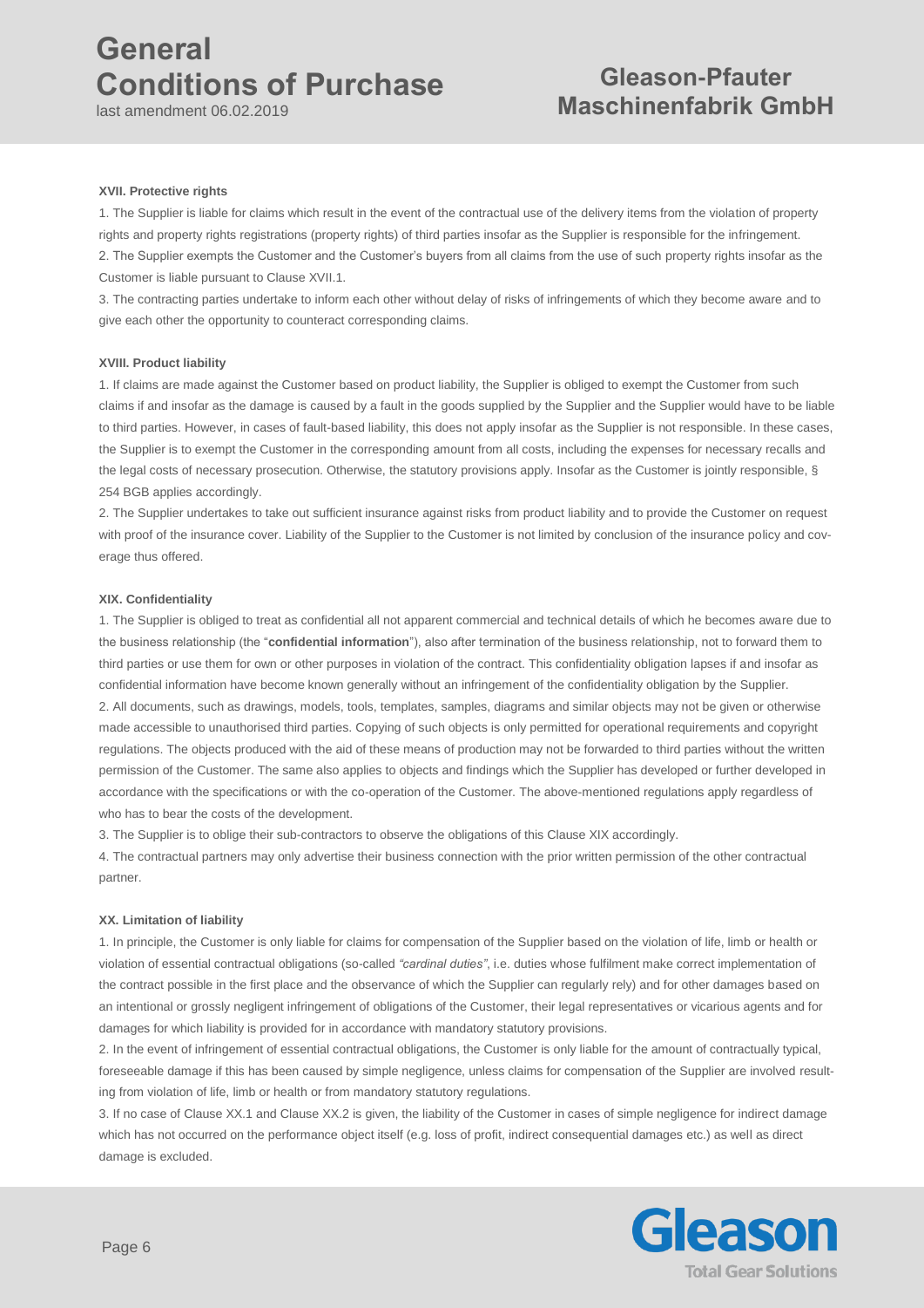#### XVII. Protective rights

1. The Supplier is liable for claims which result in the event of the contractual use of the delivery items from the violation of property rights and property rights registrations (property rights) of third parties insofar as the Supplier is responsible for the infringement.
2. The Supplier exempts the Customer and the Customer's buyers from all claims from the use of such property rights insofar as the Customer is liable pursuant to Clause XVII.1.
3. The contracting parties undertake to inform each other without delay of risks of infringements of which they become aware and to give each other the opportunity to counteract corresponding claims.

#### XVIII. Product liability

1. If claims are made against the Customer based on product liability, the Supplier is obliged to exempt the Customer from such claims if and insofar as the damage is caused by a fault in the goods supplied by the Supplier and the Supplier would have to be liable to third parties. However, in cases of fault-based liability, this does not apply insofar as the Supplier is not responsible. In these cases, the Supplier is to exempt the Customer in the corresponding amount from all costs, including the expenses for necessary recalls and the legal costs of necessary prosecution. Otherwise, the statutory provisions apply. Insofar as the Customer is jointly responsible, § 254 BGB applies accordingly.
2. The Supplier undertakes to take out sufficient insurance against risks from product liability and to provide the Customer on request with proof of the insurance cover. Liability of the Supplier to the Customer is not limited by conclusion of the insurance policy and coverage thus offered.

#### XIX. Confidentiality

1. The Supplier is obliged to treat as confidential all not apparent commercial and technical details of which he becomes aware due to the business relationship (the "**confidential information**"), also after termination of the business relationship, not to forward them to third parties or use them for own or other purposes in violation of the contract. This confidentiality obligation lapses if and insofar as confidential information have become known generally without an infringement of the confidentiality obligation by the Supplier.
2. All documents, such as drawings, models, tools, templates, samples, diagrams and similar objects may not be given or otherwise made accessible to unauthorised third parties. Copying of such objects is only permitted for operational requirements and copyright regulations. The objects produced with the aid of these means of production may not be forwarded to third parties without the written permission of the Customer. The same also applies to objects and findings which the Supplier has developed or further developed in accordance with the specifications or with the co-operation of the Customer. The above-mentioned regulations apply regardless of who has to bear the costs of the development.
3. The Supplier is to oblige their sub-contractors to observe the obligations of this Clause XIX accordingly.
4. The contractual partners may only advertise their business connection with the prior written permission of the other contractual partner.

#### XX. Limitation of liability

1. In principle, the Customer is only liable for claims for compensation of the Supplier based on the violation of life, limb or health or violation of essential contractual obligations (so-called *"cardinal duties"*, i.e. duties whose fulfilment make correct implementation of the contract possible in the first place and the observance of which the Supplier can regularly rely) and for other damages based on an intentional or grossly negligent infringement of obligations of the Customer, their legal representatives or vicarious agents and for damages for which liability is provided for in accordance with mandatory statutory provisions.
2. In the event of infringement of essential contractual obligations, the Customer is only liable for the amount of contractually typical, foreseeable damage if this has been caused by simple negligence, unless claims for compensation of the Supplier are involved resulting from violation of life, limb or health or from mandatory statutory regulations.
3. If no case of Clause XX.1 and Clause XX.2 is given, the liability of the Customer in cases of simple negligence for indirect damage which has not occurred on the performance object itself (e.g. loss of profit, indirect consequential damages etc.) as well as direct damage is excluded.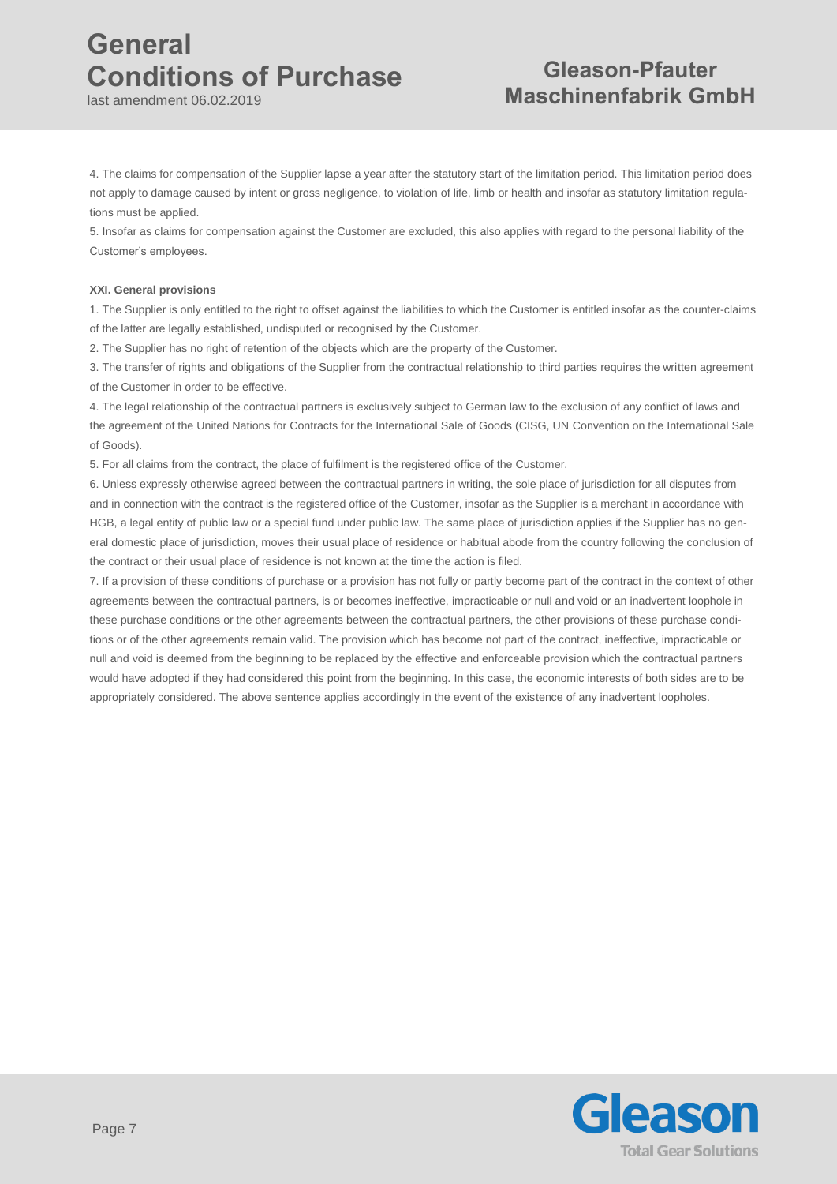4. The claims for compensation of the Supplier lapse a year after the statutory start of the limitation period. This limitation period does not apply to damage caused by intent or gross negligence, to violation of life, limb or health and insofar as statutory limitation regulations must be applied.

5. Insofar as claims for compensation against the Customer are excluded, this also applies with regard to the personal liability of the Customer's employees.

**XXI. General provisions**

1. The Supplier is only entitled to the right to offset against the liabilities to which the Customer is entitled insofar as the counter-claims of the latter are legally established, undisputed or recognised by the Customer.

2. The Supplier has no right of retention of the objects which are the property of the Customer.

3. The transfer of rights and obligations of the Supplier from the contractual relationship to third parties requires the written agreement of the Customer in order to be effective.

4. The legal relationship of the contractual partners is exclusively subject to German law to the exclusion of any conflict of laws and the agreement of the United Nations for Contracts for the International Sale of Goods (CISG, UN Convention on the International Sale of Goods).

5. For all claims from the contract, the place of fulfilment is the registered office of the Customer.

6. Unless expressly otherwise agreed between the contractual partners in writing, the sole place of jurisdiction for all disputes from and in connection with the contract is the registered office of the Customer, insofar as the Supplier is a merchant in accordance with HGB, a legal entity of public law or a special fund under public law. The same place of jurisdiction applies if the Supplier has no general domestic place of jurisdiction, moves their usual place of residence or habitual abode from the country following the conclusion of the contract or their usual place of residence is not known at the time the action is filed.

7. If a provision of these conditions of purchase or a provision has not fully or partly become part of the contract in the context of other agreements between the contractual partners, is or becomes ineffective, impracticable or null and void or an inadvertent loophole in these purchase conditions or the other agreements between the contractual partners, the other provisions of these purchase conditions or of the other agreements remain valid. The provision which has become not part of the contract, ineffective, impracticable or null and void is deemed from the beginning to be replaced by the effective and enforceable provision which the contractual partners would have adopted if they had considered this point from the beginning. In this case, the economic interests of both sides are to be appropriately considered. The above sentence applies accordingly in the event of the existence of any inadvertent loopholes.